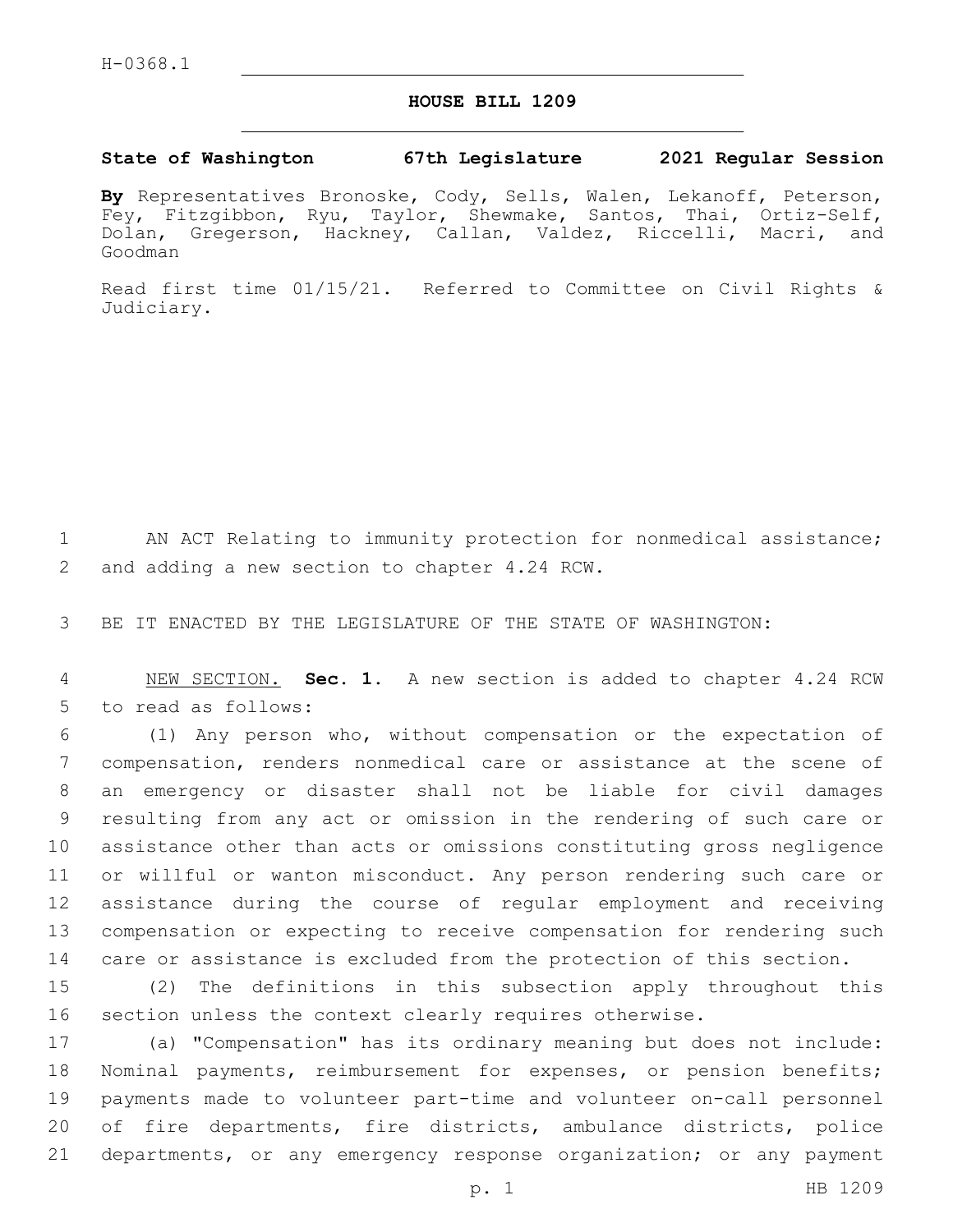H-0368.1

# HOUSE BILL 1209

**State of Washington 67th Legislature 2021 Regular Session**

**By** Representatives Bronoske, Cody, Sells, Walen, Lekanoff, Peterson, Fey, Fitzgibbon, Ryu, Taylor, Shewmake, Santos, Thai, Ortiz-Self, Dolan, Gregerson, Hackney, Callan, Valdez, Riccelli, Macri, and Goodman

Read first time 01/15/21. Referred to Committee on Civil Rights & Judiciary.

AN ACT Relating to immunity protection for nonmedical assistance; and adding a new section to chapter 4.24 RCW.

BE IT ENACTED BY THE LEGISLATURE OF THE STATE OF WASHINGTON:

NEW SECTION. **Sec. 1.** A new section is added to chapter 4.24 RCW to read as follows:

(1) Any person who, without compensation or the expectation of compensation, renders nonmedical care or assistance at the scene of an emergency or disaster shall not be liable for civil damages resulting from any act or omission in the rendering of such care or assistance other than acts or omissions constituting gross negligence or willful or wanton misconduct. Any person rendering such care or assistance during the course of regular employment and receiving compensation or expecting to receive compensation for rendering such care or assistance is excluded from the protection of this section.

(2) The definitions in this subsection apply throughout this section unless the context clearly requires otherwise.

(a) "Compensation" has its ordinary meaning but does not include: Nominal payments, reimbursement for expenses, or pension benefits; payments made to volunteer part-time and volunteer on-call personnel of fire departments, fire districts, ambulance districts, police departments, or any emergency response organization; or any payment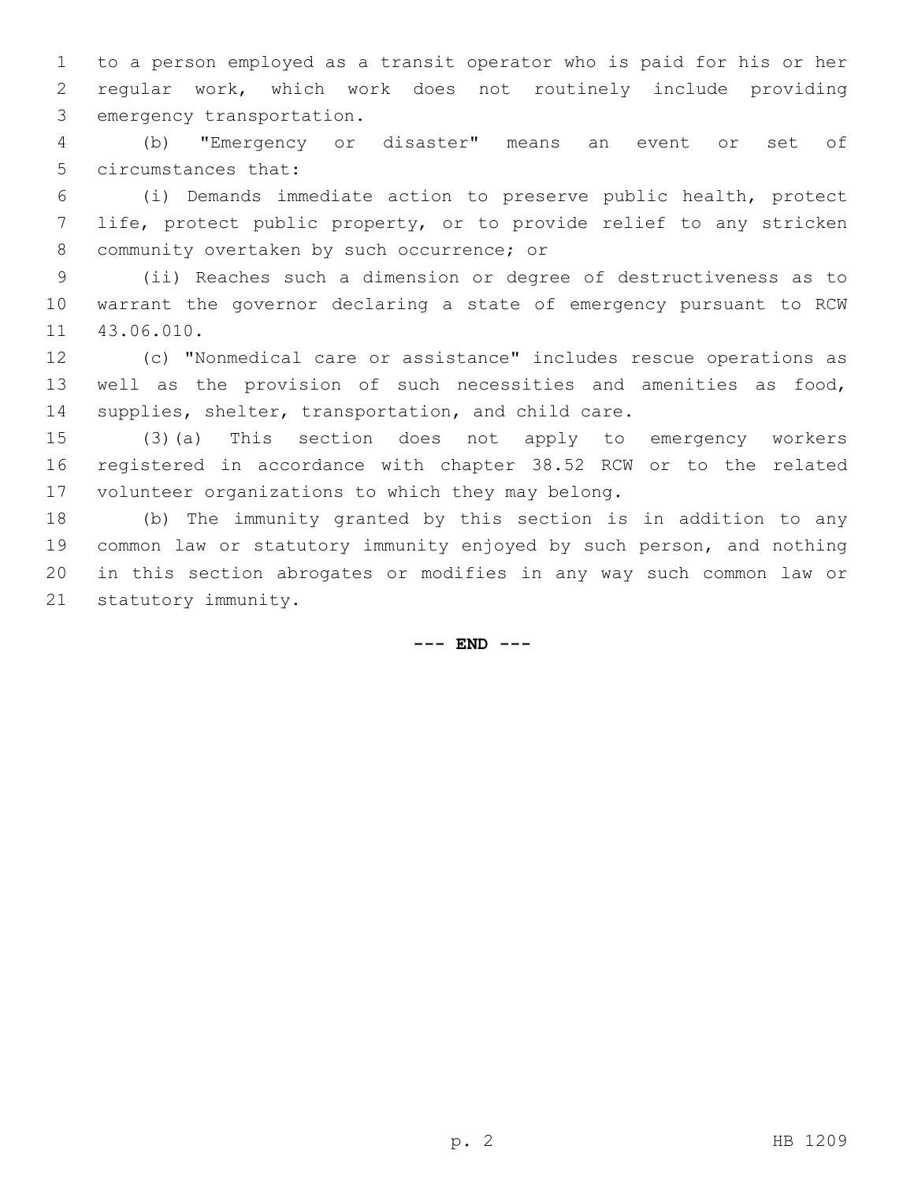to a person employed as a transit operator who is paid for his or her regular work, which work does not routinely include providing emergency transportation.

(b) "Emergency or disaster" means an event or set of circumstances that:

(i) Demands immediate action to preserve public health, protect life, protect public property, or to provide relief to any stricken community overtaken by such occurrence; or

(ii) Reaches such a dimension or degree of destructiveness as to warrant the governor declaring a state of emergency pursuant to RCW 43.06.010.

(c) "Nonmedical care or assistance" includes rescue operations as well as the provision of such necessities and amenities as food, supplies, shelter, transportation, and child care.

(3)(a) This section does not apply to emergency workers registered in accordance with chapter 38.52 RCW or to the related volunteer organizations to which they may belong.

(b) The immunity granted by this section is in addition to any common law or statutory immunity enjoyed by such person, and nothing in this section abrogates or modifies in any way such common law or statutory immunity.

**--- END ---**